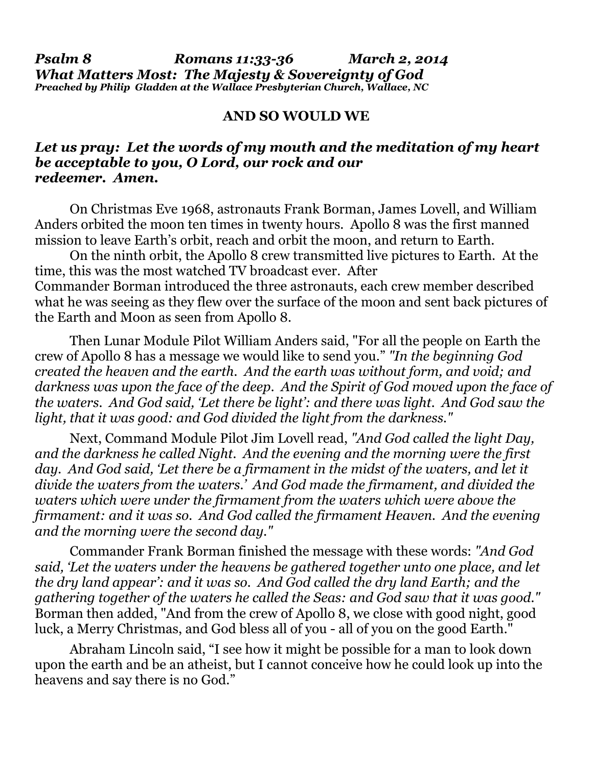***Psalm 8 Romans 11:33-36 March 2, 2014***
***What Matters Most: The Majesty & Sovereignty of God***
***Preached by Philip Gladden at the Wallace Presbyterian Church, Wallace, NC***

## AND SO WOULD WE

***Let us pray: Let the words of my mouth and the meditation of my heart be acceptable to you, O Lord, our rock and our redeemer. Amen.***

On Christmas Eve 1968, astronauts Frank Borman, James Lovell, and William Anders orbited the moon ten times in twenty hours. Apollo 8 was the first manned mission to leave Earth's orbit, reach and orbit the moon, and return to Earth.

On the ninth orbit, the Apollo 8 crew transmitted live pictures to Earth. At the time, this was the most watched TV broadcast ever. After Commander Borman introduced the three astronauts, each crew member described what he was seeing as they flew over the surface of the moon and sent back pictures of the Earth and Moon as seen from Apollo 8.

Then Lunar Module Pilot William Anders said, "For all the people on Earth the crew of Apollo 8 has a message we would like to send you." *"In the beginning God created the heaven and the earth. And the earth was without form, and void; and darkness was upon the face of the deep. And the Spirit of God moved upon the face of the waters. And God said, 'Let there be light': and there was light. And God saw the light, that it was good: and God divided the light from the darkness."*

Next, Command Module Pilot Jim Lovell read, *"And God called the light Day, and the darkness he called Night. And the evening and the morning were the first day. And God said, 'Let there be a firmament in the midst of the waters, and let it divide the waters from the waters.' And God made the firmament, and divided the waters which were under the firmament from the waters which were above the firmament: and it was so. And God called the firmament Heaven. And the evening and the morning were the second day."*

Commander Frank Borman finished the message with these words: *"And God said, 'Let the waters under the heavens be gathered together unto one place, and let the dry land appear': and it was so. And God called the dry land Earth; and the gathering together of the waters he called the Seas: and God saw that it was good."* Borman then added, "And from the crew of Apollo 8, we close with good night, good luck, a Merry Christmas, and God bless all of you - all of you on the good Earth."

Abraham Lincoln said, "I see how it might be possible for a man to look down upon the earth and be an atheist, but I cannot conceive how he could look up into the heavens and say there is no God."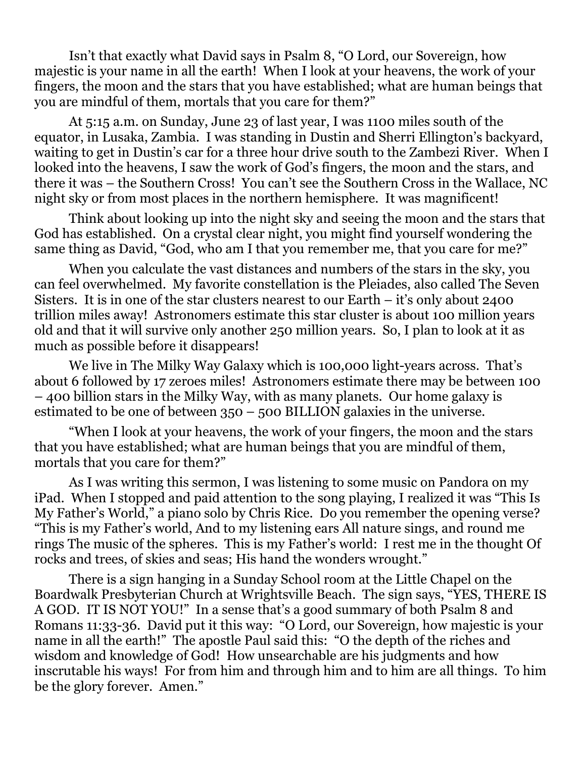Isn't that exactly what David says in Psalm 8, "O Lord, our Sovereign, how majestic is your name in all the earth! When I look at your heavens, the work of your fingers, the moon and the stars that you have established; what are human beings that you are mindful of them, mortals that you care for them?"

At 5:15 a.m. on Sunday, June 23 of last year, I was 1100 miles south of the equator, in Lusaka, Zambia. I was standing in Dustin and Sherri Ellington's backyard, waiting to get in Dustin's car for a three hour drive south to the Zambezi River. When I looked into the heavens, I saw the work of God's fingers, the moon and the stars, and there it was – the Southern Cross! You can't see the Southern Cross in the Wallace, NC night sky or from most places in the northern hemisphere. It was magnificent!

Think about looking up into the night sky and seeing the moon and the stars that God has established. On a crystal clear night, you might find yourself wondering the same thing as David, "God, who am I that you remember me, that you care for me?"

When you calculate the vast distances and numbers of the stars in the sky, you can feel overwhelmed. My favorite constellation is the Pleiades, also called The Seven Sisters. It is in one of the star clusters nearest to our Earth – it's only about 2400 trillion miles away! Astronomers estimate this star cluster is about 100 million years old and that it will survive only another 250 million years. So, I plan to look at it as much as possible before it disappears!

We live in The Milky Way Galaxy which is 100,000 light-years across. That's about 6 followed by 17 zeroes miles! Astronomers estimate there may be between 100 – 400 billion stars in the Milky Way, with as many planets. Our home galaxy is estimated to be one of between 350 – 500 BILLION galaxies in the universe.

"When I look at your heavens, the work of your fingers, the moon and the stars that you have established; what are human beings that you are mindful of them, mortals that you care for them?"

As I was writing this sermon, I was listening to some music on Pandora on my iPad. When I stopped and paid attention to the song playing, I realized it was "This Is My Father's World," a piano solo by Chris Rice. Do you remember the opening verse? "This is my Father's world, And to my listening ears All nature sings, and round me rings The music of the spheres. This is my Father's world: I rest me in the thought Of rocks and trees, of skies and seas; His hand the wonders wrought."

There is a sign hanging in a Sunday School room at the Little Chapel on the Boardwalk Presbyterian Church at Wrightsville Beach. The sign says, "YES, THERE IS A GOD. IT IS NOT YOU!" In a sense that's a good summary of both Psalm 8 and Romans 11:33-36. David put it this way: "O Lord, our Sovereign, how majestic is your name in all the earth!" The apostle Paul said this: "O the depth of the riches and wisdom and knowledge of God! How unsearchable are his judgments and how inscrutable his ways! For from him and through him and to him are all things. To him be the glory forever. Amen."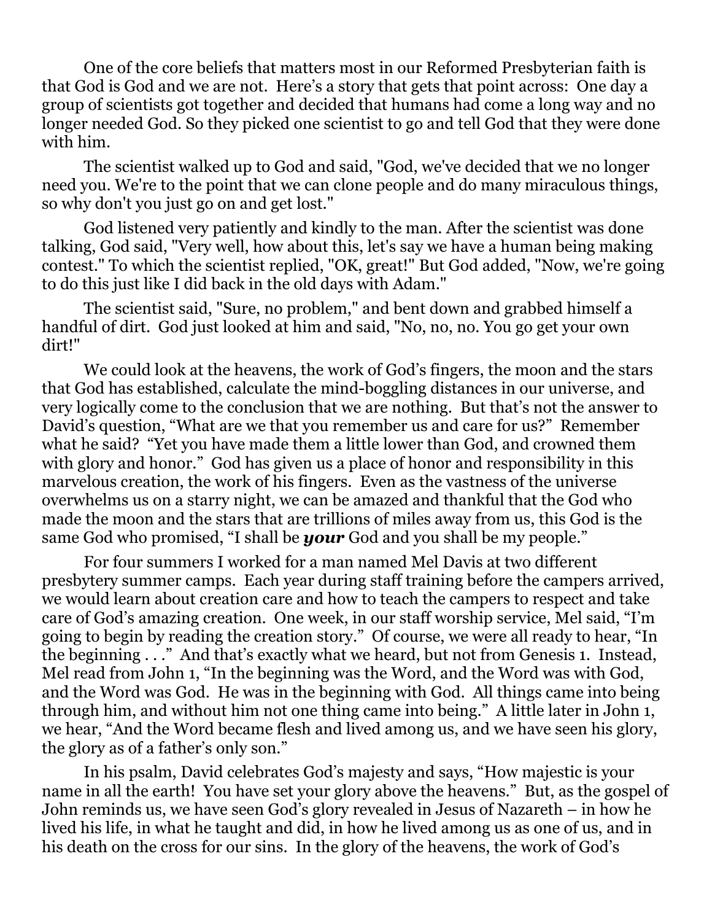One of the core beliefs that matters most in our Reformed Presbyterian faith is that God is God and we are not. Here's a story that gets that point across: One day a group of scientists got together and decided that humans had come a long way and no longer needed God. So they picked one scientist to go and tell God that they were done with him.

The scientist walked up to God and said, "God, we've decided that we no longer need you. We're to the point that we can clone people and do many miraculous things, so why don't you just go on and get lost."

God listened very patiently and kindly to the man. After the scientist was done talking, God said, "Very well, how about this, let's say we have a human being making contest." To which the scientist replied, "OK, great!" But God added, "Now, we're going to do this just like I did back in the old days with Adam."

The scientist said, "Sure, no problem," and bent down and grabbed himself a handful of dirt. God just looked at him and said, "No, no, no. You go get your own dirt!"

We could look at the heavens, the work of God's fingers, the moon and the stars that God has established, calculate the mind-boggling distances in our universe, and very logically come to the conclusion that we are nothing. But that's not the answer to David's question, "What are we that you remember us and care for us?" Remember what he said? "Yet you have made them a little lower than God, and crowned them with glory and honor." God has given us a place of honor and responsibility in this marvelous creation, the work of his fingers. Even as the vastness of the universe overwhelms us on a starry night, we can be amazed and thankful that the God who made the moon and the stars that are trillions of miles away from us, this God is the same God who promised, "I shall be ***your*** God and you shall be my people."

For four summers I worked for a man named Mel Davis at two different presbytery summer camps. Each year during staff training before the campers arrived, we would learn about creation care and how to teach the campers to respect and take care of God's amazing creation. One week, in our staff worship service, Mel said, "I'm going to begin by reading the creation story." Of course, we were all ready to hear, "In the beginning . . ." And that's exactly what we heard, but not from Genesis 1. Instead, Mel read from John 1, "In the beginning was the Word, and the Word was with God, and the Word was God. He was in the beginning with God. All things came into being through him, and without him not one thing came into being." A little later in John 1, we hear, "And the Word became flesh and lived among us, and we have seen his glory, the glory as of a father's only son."

In his psalm, David celebrates God's majesty and says, "How majestic is your name in all the earth! You have set your glory above the heavens." But, as the gospel of John reminds us, we have seen God's glory revealed in Jesus of Nazareth – in how he lived his life, in what he taught and did, in how he lived among us as one of us, and in his death on the cross for our sins. In the glory of the heavens, the work of God's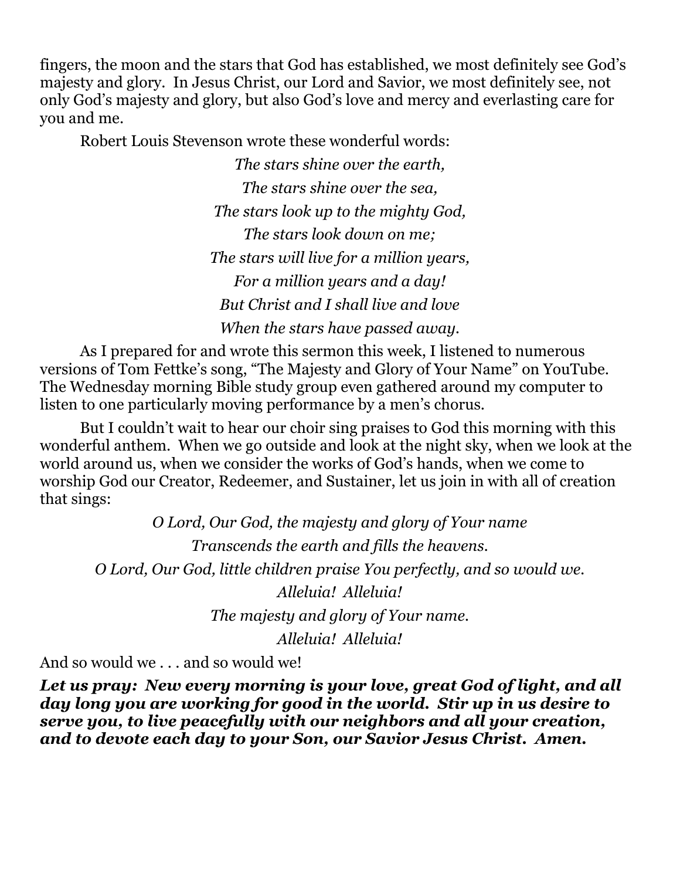fingers, the moon and the stars that God has established, we most definitely see God's majesty and glory. In Jesus Christ, our Lord and Savior, we most definitely see, not only God's majesty and glory, but also God's love and mercy and everlasting care for you and me.

Robert Louis Stevenson wrote these wonderful words:

*The stars shine over the earth,*
*The stars shine over the sea,*
*The stars look up to the mighty God,*
*The stars look down on me;*
*The stars will live for a million years,*
*For a million years and a day!*
*But Christ and I shall live and love*
*When the stars have passed away.*

As I prepared for and wrote this sermon this week, I listened to numerous versions of Tom Fettke's song, "The Majesty and Glory of Your Name" on YouTube. The Wednesday morning Bible study group even gathered around my computer to listen to one particularly moving performance by a men's chorus.

But I couldn't wait to hear our choir sing praises to God this morning with this wonderful anthem. When we go outside and look at the night sky, when we look at the world around us, when we consider the works of God's hands, when we come to worship God our Creator, Redeemer, and Sustainer, let us join in with all of creation that sings:

*O Lord, Our God, the majesty and glory of Your name*
*Transcends the earth and fills the heavens.*
*O Lord, Our God, little children praise You perfectly, and so would we.*
*Alleluia! Alleluia!*
*The majesty and glory of Your name.*
*Alleluia! Alleluia!*

And so would we . . . and so would we!

***Let us pray: New every morning is your love, great God of light, and all day long you are working for good in the world. Stir up in us desire to serve you, to live peacefully with our neighbors and all your creation, and to devote each day to your Son, our Savior Jesus Christ. Amen.***